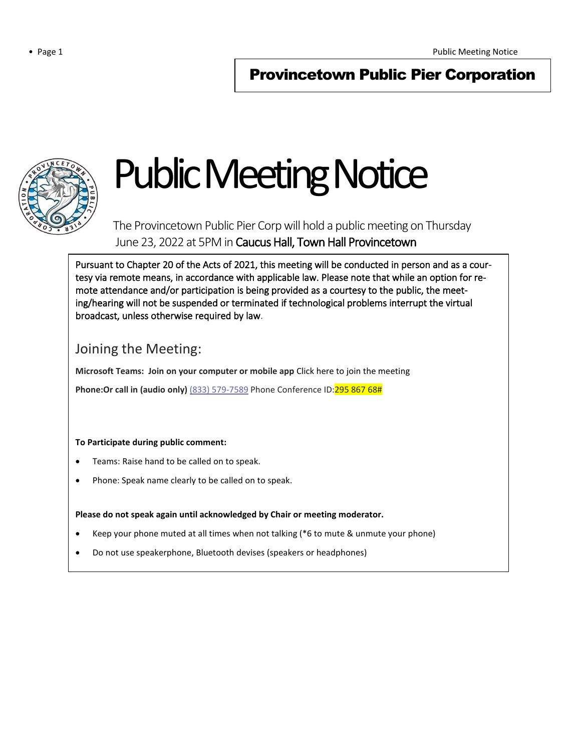## Provincetown Public Pier Corporation

# Public Meeting Notice

The Provincetown Public Pier Corp will hold a public meeting on Thursday June 23, 2022 at 5PM in **Caucus Hall, Town Hall Provincetown**

Pursuant to Chapter 20 of the Acts of 2021, this meeting will be conducted in person and as a courtesy via remote means, in accordance with applicable law. Please note that while an option for remote attendance and/or participation is being provided as a courtesy to the public, the meeting/hearing will not be suspended or terminated if technological problems interrupt the virtual broadcast, unless otherwise required by law.

## Joining the Meeting:

**Microsoft Teams: Join on your computer or mobile app** Click here to join the meeting

**Phone:Or call in (audio only)** (833) 579-7589 Phone Conference ID:295 867 68#

**To Participate during public comment:**

- Teams: Raise hand to be called on to speak.
- Phone: Speak name clearly to be called on to speak.

**Please do not speak again until acknowledged by Chair or meeting moderator.**

- Keep your phone muted at all times when not talking (*6 to mute & unmute your phone)
- Do not use speakerphone, Bluetooth devises (speakers or headphones)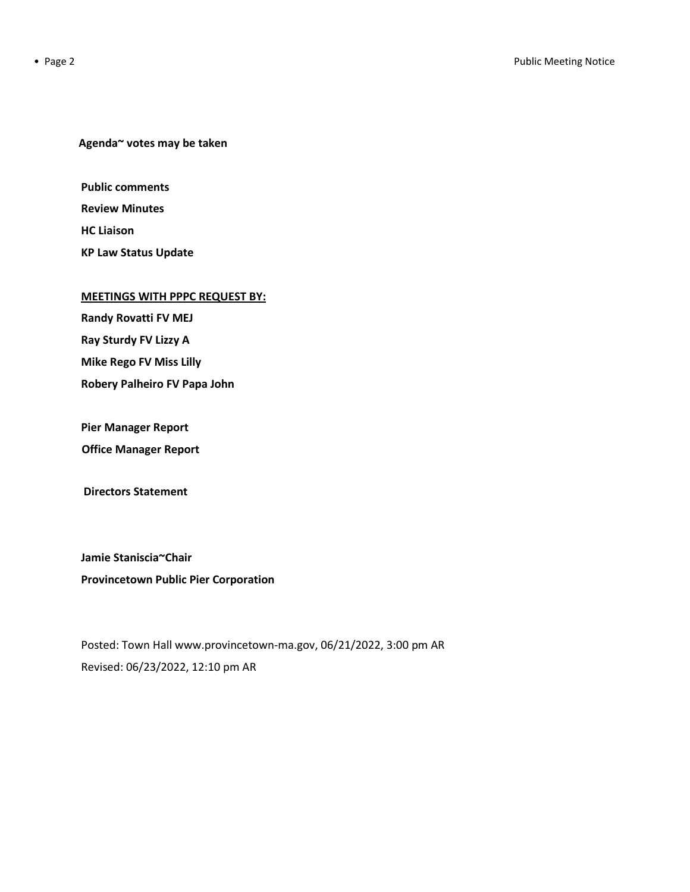**Agenda~ votes may be taken**

**Public comments**

**Review Minutes**

**HC Liaison**

**KP Law Status Update**

<u>**MEETINGS WITH PPPC REQUEST BY:**</u>

**Randy Rovatti FV MEJ**

**Ray Sturdy FV Lizzy A**

**Mike Rego FV Miss Lilly**

**Robery Palheiro FV Papa John**

**Pier Manager Report**

**Office Manager Report**

**Directors Statement**

**Jamie Staniscia~Chair**

**Provincetown Public Pier Corporation**

Posted: Town Hall www.provincetown-ma.gov, 06/21/2022, 3:00 pm AR

Revised: 06/23/2022, 12:10 pm AR